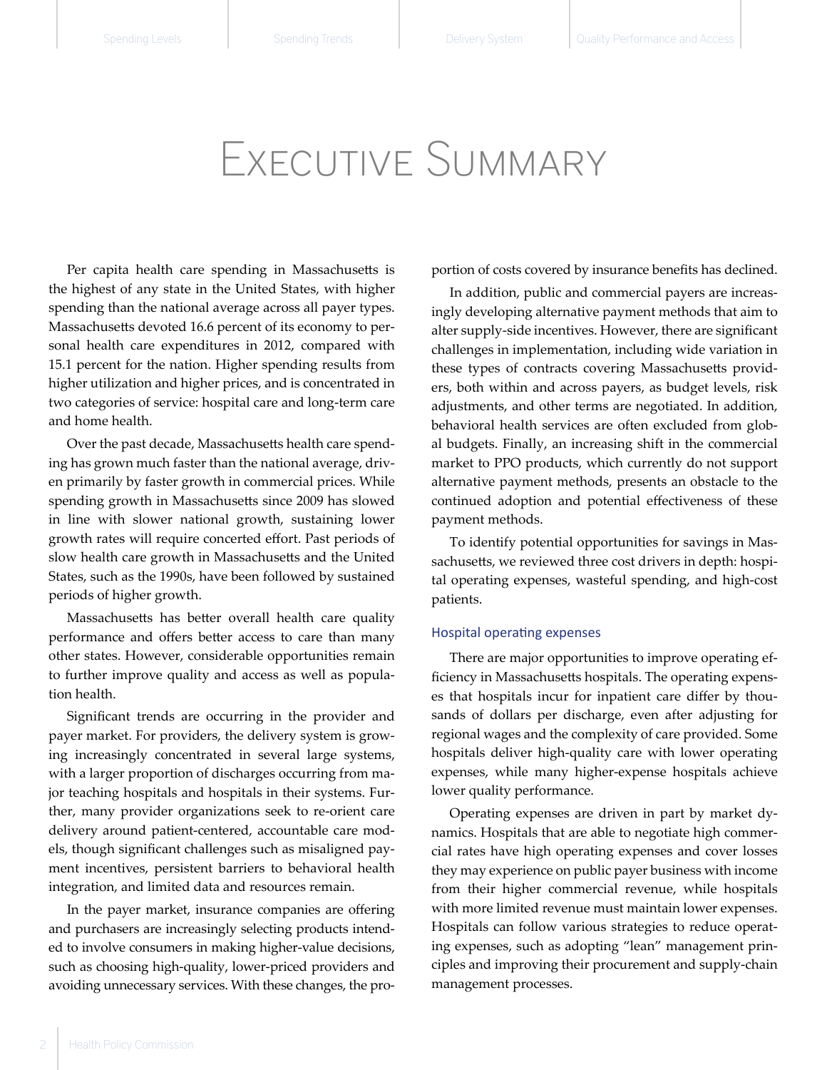# Executive Summary

Per capita health care spending in Massachusetts is the highest of any state in the United States, with higher spending than the national average across all payer types. Massachusetts devoted 16.6 percent of its economy to personal health care expenditures in 2012, compared with 15.1 percent for the nation. Higher spending results from higher utilization and higher prices, and is concentrated in two categories of service: hospital care and long-term care and home health.

Over the past decade, Massachusetts health care spending has grown much faster than the national average, driven primarily by faster growth in commercial prices. While spending growth in Massachusetts since 2009 has slowed in line with slower national growth, sustaining lower growth rates will require concerted effort. Past periods of slow health care growth in Massachusetts and the United States, such as the 1990s, have been followed by sustained periods of higher growth.

Massachusetts has better overall health care quality performance and offers better access to care than many other states. However, considerable opportunities remain to further improve quality and access as well as population health.

Significant trends are occurring in the provider and payer market. For providers, the delivery system is growing increasingly concentrated in several large systems, with a larger proportion of discharges occurring from major teaching hospitals and hospitals in their systems. Further, many provider organizations seek to re-orient care delivery around patient-centered, accountable care models, though significant challenges such as misaligned payment incentives, persistent barriers to behavioral health integration, and limited data and resources remain.

In the payer market, insurance companies are offering and purchasers are increasingly selecting products intended to involve consumers in making higher-value decisions, such as choosing high-quality, lower-priced providers and avoiding unnecessary services. With these changes, the proportion of costs covered by insurance benefits has declined.

In addition, public and commercial payers are increasingly developing alternative payment methods that aim to alter supply-side incentives. However, there are significant challenges in implementation, including wide variation in these types of contracts covering Massachusetts providers, both within and across payers, as budget levels, risk adjustments, and other terms are negotiated. In addition, behavioral health services are often excluded from global budgets. Finally, an increasing shift in the commercial market to PPO products, which currently do not support alternative payment methods, presents an obstacle to the continued adoption and potential effectiveness of these payment methods.

To identify potential opportunities for savings in Massachusetts, we reviewed three cost drivers in depth: hospital operating expenses, wasteful spending, and high-cost patients.

### Hospital operating expenses

There are major opportunities to improve operating efficiency in Massachusetts hospitals. The operating expenses that hospitals incur for inpatient care differ by thousands of dollars per discharge, even after adjusting for regional wages and the complexity of care provided. Some hospitals deliver high-quality care with lower operating expenses, while many higher-expense hospitals achieve lower quality performance.

Operating expenses are driven in part by market dynamics. Hospitals that are able to negotiate high commercial rates have high operating expenses and cover losses they may experience on public payer business with income from their higher commercial revenue, while hospitals with more limited revenue must maintain lower expenses. Hospitals can follow various strategies to reduce operating expenses, such as adopting "lean" management principles and improving their procurement and supply-chain management processes.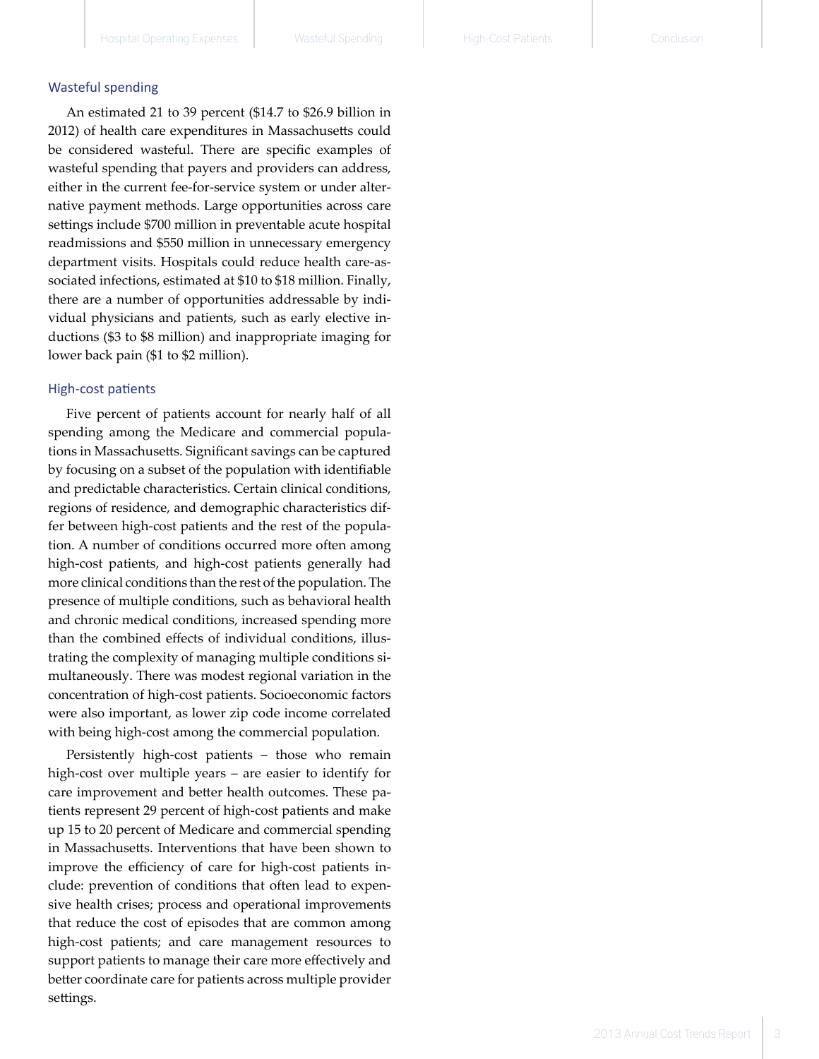## Wasteful spending

An estimated 21 to 39 percent ($14.7 to $26.9 billion in 2012) of health care expenditures in Massachusetts could be considered wasteful. There are specific examples of wasteful spending that payers and providers can address, either in the current fee-for-service system or under alternative payment methods. Large opportunities across care settings include $700 million in preventable acute hospital readmissions and $550 million in unnecessary emergency department visits. Hospitals could reduce health care-associated infections, estimated at $10 to $18 million. Finally, there are a number of opportunities addressable by individual physicians and patients, such as early elective inductions ($3 to $8 million) and inappropriate imaging for lower back pain ($1 to $2 million).

## High-cost patients

Five percent of patients account for nearly half of all spending among the Medicare and commercial populations in Massachusetts. Significant savings can be captured by focusing on a subset of the population with identifiable and predictable characteristics. Certain clinical conditions, regions of residence, and demographic characteristics differ between high-cost patients and the rest of the population. A number of conditions occurred more often among high-cost patients, and high-cost patients generally had more clinical conditions than the rest of the population. The presence of multiple conditions, such as behavioral health and chronic medical conditions, increased spending more than the combined effects of individual conditions, illustrating the complexity of managing multiple conditions simultaneously. There was modest regional variation in the concentration of high-cost patients. Socioeconomic factors were also important, as lower zip code income correlated with being high-cost among the commercial population.

Persistently high-cost patients – those who remain high-cost over multiple years – are easier to identify for care improvement and better health outcomes. These patients represent 29 percent of high-cost patients and make up 15 to 20 percent of Medicare and commercial spending in Massachusetts. Interventions that have been shown to improve the efficiency of care for high-cost patients include: prevention of conditions that often lead to expensive health crises; process and operational improvements that reduce the cost of episodes that are common among high-cost patients; and care management resources to support patients to manage their care more effectively and better coordinate care for patients across multiple provider settings.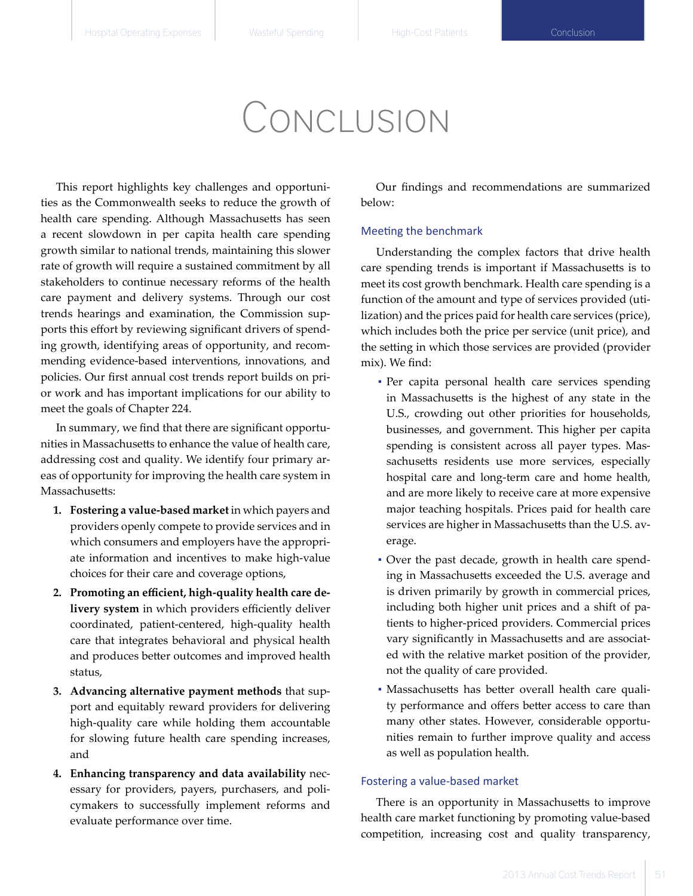# Conclusion

This report highlights key challenges and opportunities as the Commonwealth seeks to reduce the growth of health care spending. Although Massachusetts has seen a recent slowdown in per capita health care spending growth similar to national trends, maintaining this slower rate of growth will require a sustained commitment by all stakeholders to continue necessary reforms of the health care payment and delivery systems. Through our cost trends hearings and examination, the Commission supports this effort by reviewing significant drivers of spending growth, identifying areas of opportunity, and recommending evidence-based interventions, innovations, and policies. Our first annual cost trends report builds on prior work and has important implications for our ability to meet the goals of Chapter 224.

In summary, we find that there are significant opportunities in Massachusetts to enhance the value of health care, addressing cost and quality. We identify four primary areas of opportunity for improving the health care system in Massachusetts:

1. **Fostering a value-based market** in which payers and providers openly compete to provide services and in which consumers and employers have the appropriate information and incentives to make high-value choices for their care and coverage options,
2. **Promoting an efficient, high-quality health care delivery system** in which providers efficiently deliver coordinated, patient-centered, high-quality health care that integrates behavioral and physical health and produces better outcomes and improved health status,
3. **Advancing alternative payment methods** that support and equitably reward providers for delivering high-quality care while holding them accountable for slowing future health care spending increases, and
4. **Enhancing transparency and data availability** necessary for providers, payers, purchasers, and policymakers to successfully implement reforms and evaluate performance over time.

Our findings and recommendations are summarized below:

### Meeting the benchmark

Understanding the complex factors that drive health care spending trends is important if Massachusetts is to meet its cost growth benchmark. Health care spending is a function of the amount and type of services provided (utilization) and the prices paid for health care services (price), which includes both the price per service (unit price), and the setting in which those services are provided (provider mix). We find:

- Per capita personal health care services spending in Massachusetts is the highest of any state in the U.S., crowding out other priorities for households, businesses, and government. This higher per capita spending is consistent across all payer types. Massachusetts residents use more services, especially hospital care and long-term care and home health, and are more likely to receive care at more expensive major teaching hospitals. Prices paid for health care services are higher in Massachusetts than the U.S. average.
- Over the past decade, growth in health care spending in Massachusetts exceeded the U.S. average and is driven primarily by growth in commercial prices, including both higher unit prices and a shift of patients to higher-priced providers. Commercial prices vary significantly in Massachusetts and are associated with the relative market position of the provider, not the quality of care provided.
- Massachusetts has better overall health care quality performance and offers better access to care than many other states. However, considerable opportunities remain to further improve quality and access as well as population health.

### Fostering a value-based market

There is an opportunity in Massachusetts to improve health care market functioning by promoting value-based competition, increasing cost and quality transparency,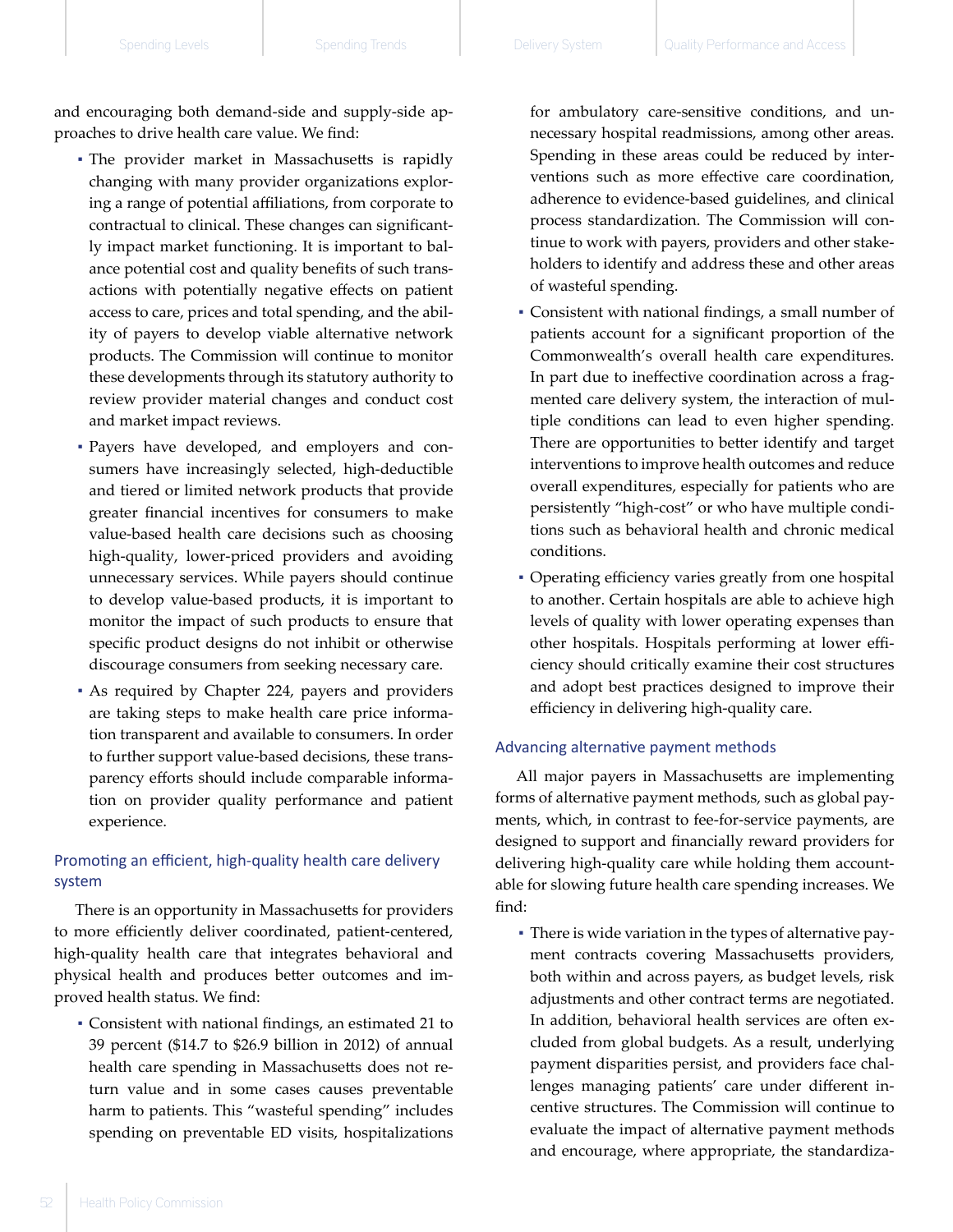and encouraging both demand-side and supply-side approaches to drive health care value. We find:

- The provider market in Massachusetts is rapidly changing with many provider organizations exploring a range of potential affiliations, from corporate to contractual to clinical. These changes can significantly impact market functioning. It is important to balance potential cost and quality benefits of such transactions with potentially negative effects on patient access to care, prices and total spending, and the ability of payers to develop viable alternative network products. The Commission will continue to monitor these developments through its statutory authority to review provider material changes and conduct cost and market impact reviews.
- Payers have developed, and employers and consumers have increasingly selected, high-deductible and tiered or limited network products that provide greater financial incentives for consumers to make value-based health care decisions such as choosing high-quality, lower-priced providers and avoiding unnecessary services. While payers should continue to develop value-based products, it is important to monitor the impact of such products to ensure that specific product designs do not inhibit or otherwise discourage consumers from seeking necessary care.
- As required by Chapter 224, payers and providers are taking steps to make health care price information transparent and available to consumers. In order to further support value-based decisions, these transparency efforts should include comparable information on provider quality performance and patient experience.

## Promoting an efficient, high-quality health care delivery system

There is an opportunity in Massachusetts for providers to more efficiently deliver coordinated, patient-centered, high-quality health care that integrates behavioral and physical health and produces better outcomes and improved health status. We find:

- Consistent with national findings, an estimated 21 to 39 percent ($14.7 to $26.9 billion in 2012) of annual health care spending in Massachusetts does not return value and in some cases causes preventable harm to patients. This "wasteful spending" includes spending on preventable ED visits, hospitalizations for ambulatory care-sensitive conditions, and unnecessary hospital readmissions, among other areas. Spending in these areas could be reduced by interventions such as more effective care coordination, adherence to evidence-based guidelines, and clinical process standardization. The Commission will continue to work with payers, providers and other stakeholders to identify and address these and other areas of wasteful spending.
- Consistent with national findings, a small number of patients account for a significant proportion of the Commonwealth's overall health care expenditures. In part due to ineffective coordination across a fragmented care delivery system, the interaction of multiple conditions can lead to even higher spending. There are opportunities to better identify and target interventions to improve health outcomes and reduce overall expenditures, especially for patients who are persistently "high-cost" or who have multiple conditions such as behavioral health and chronic medical conditions.
- Operating efficiency varies greatly from one hospital to another. Certain hospitals are able to achieve high levels of quality with lower operating expenses than other hospitals. Hospitals performing at lower efficiency should critically examine their cost structures and adopt best practices designed to improve their efficiency in delivering high-quality care.

## Advancing alternative payment methods

All major payers in Massachusetts are implementing forms of alternative payment methods, such as global payments, which, in contrast to fee-for-service payments, are designed to support and financially reward providers for delivering high-quality care while holding them accountable for slowing future health care spending increases. We find:

- There is wide variation in the types of alternative payment contracts covering Massachusetts providers, both within and across payers, as budget levels, risk adjustments and other contract terms are negotiated. In addition, behavioral health services are often excluded from global budgets. As a result, underlying payment disparities persist, and providers face challenges managing patients' care under different incentive structures. The Commission will continue to evaluate the impact of alternative payment methods and encourage, where appropriate, the standardiza-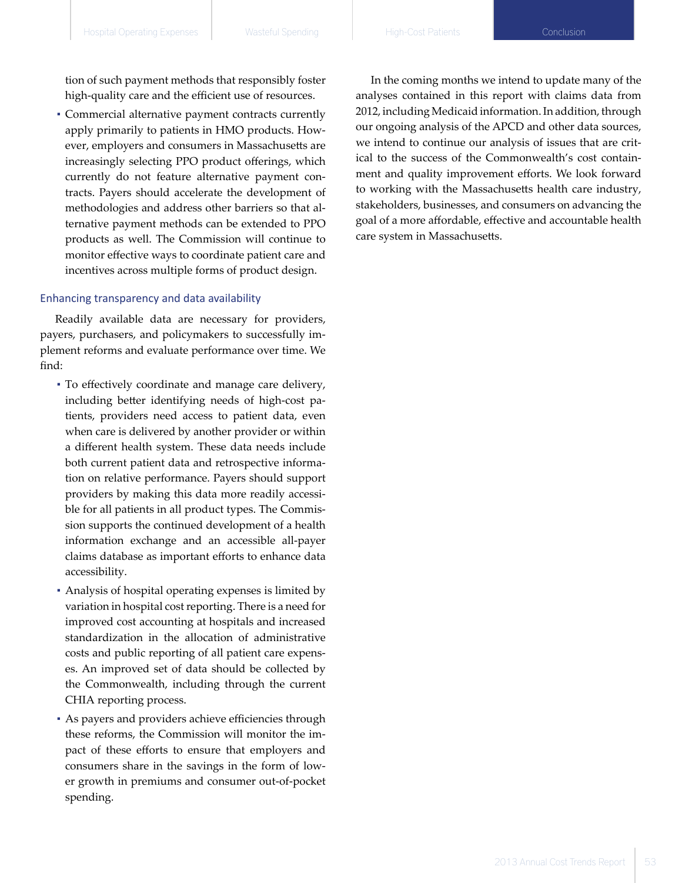tion of such payment methods that responsibly foster high-quality care and the efficient use of resources.

- Commercial alternative payment contracts currently apply primarily to patients in HMO products. However, employers and consumers in Massachusetts are increasingly selecting PPO product offerings, which currently do not feature alternative payment contracts. Payers should accelerate the development of methodologies and address other barriers so that alternative payment methods can be extended to PPO products as well. The Commission will continue to monitor effective ways to coordinate patient care and incentives across multiple forms of product design.

### Enhancing transparency and data availability

Readily available data are necessary for providers, payers, purchasers, and policymakers to successfully implement reforms and evaluate performance over time. We find:

- To effectively coordinate and manage care delivery, including better identifying needs of high-cost patients, providers need access to patient data, even when care is delivered by another provider or within a different health system. These data needs include both current patient data and retrospective information on relative performance. Payers should support providers by making this data more readily accessible for all patients in all product types. The Commission supports the continued development of a health information exchange and an accessible all-payer claims database as important efforts to enhance data accessibility.
- Analysis of hospital operating expenses is limited by variation in hospital cost reporting. There is a need for improved cost accounting at hospitals and increased standardization in the allocation of administrative costs and public reporting of all patient care expenses. An improved set of data should be collected by the Commonwealth, including through the current CHIA reporting process.
- As payers and providers achieve efficiencies through these reforms, the Commission will monitor the impact of these efforts to ensure that employers and consumers share in the savings in the form of lower growth in premiums and consumer out-of-pocket spending.

In the coming months we intend to update many of the analyses contained in this report with claims data from 2012, including Medicaid information. In addition, through our ongoing analysis of the APCD and other data sources, we intend to continue our analysis of issues that are critical to the success of the Commonwealth's cost containment and quality improvement efforts. We look forward to working with the Massachusetts health care industry, stakeholders, businesses, and consumers on advancing the goal of a more affordable, effective and accountable health care system in Massachusetts.